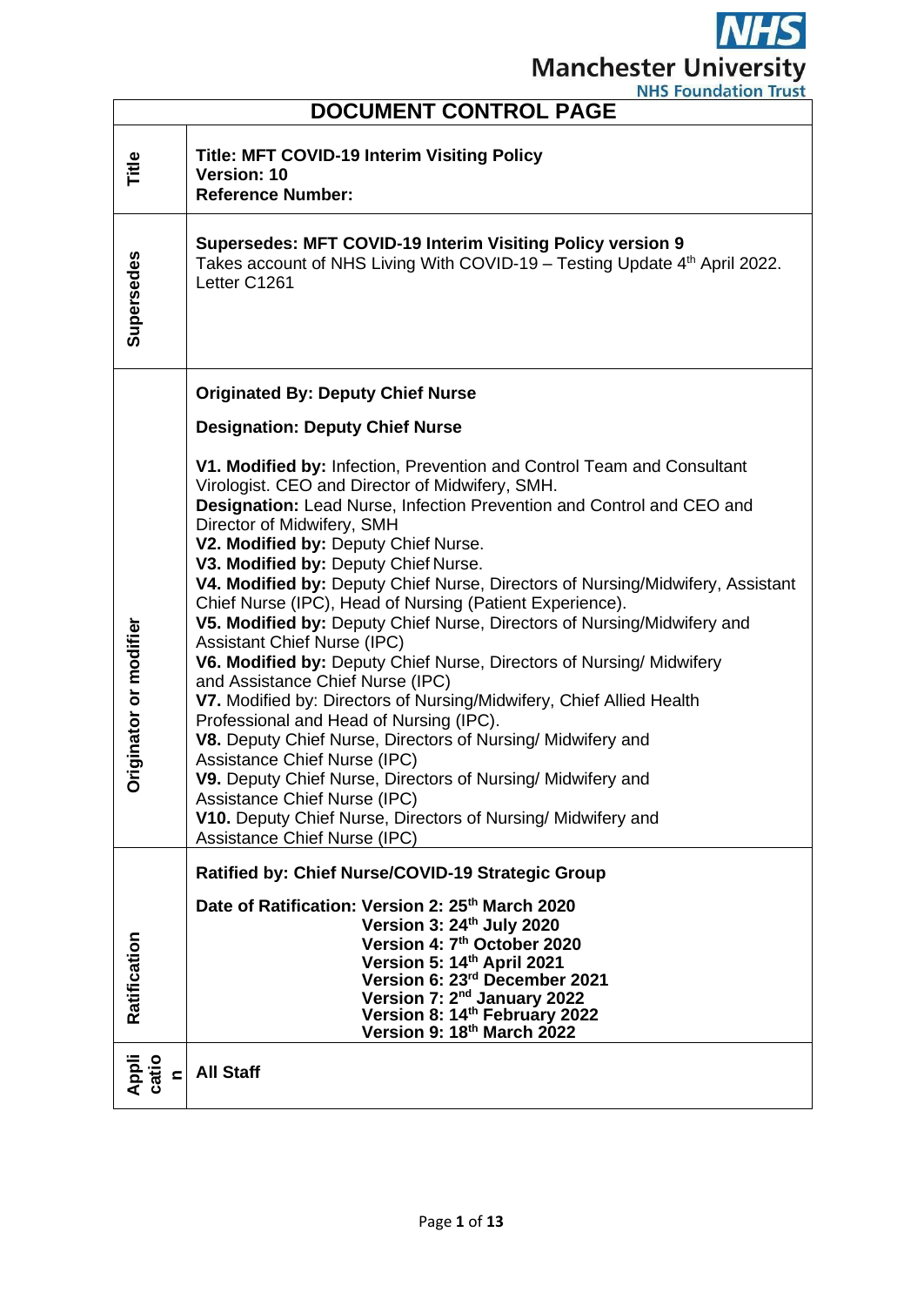# DOCUMENT CONTROL PAGE

| | |
|---|---|
| **Title** | **Title: MFT COVID-19 Interim Visiting Policy**<br>**Version: 10**<br>**Reference Number:** |
| **Supersedes** | **Supersedes: MFT COVID-19 Interim Visiting Policy version 9**<br>Takes account of NHS Living With COVID-19 – Testing Update 4th April 2022. Letter C1261 |
| **Originator or modifier** | **Originated By: Deputy Chief Nurse**<br><br>**Designation: Deputy Chief Nurse**<br><br>**V1. Modified by:** Infection, Prevention and Control Team and Consultant Virologist. CEO and Director of Midwifery, SMH.<br>**Designation:** Lead Nurse, Infection Prevention and Control and CEO and Director of Midwifery, SMH<br>**V2. Modified by:** Deputy Chief Nurse.<br>**V3. Modified by:** Deputy Chief Nurse.<br>**V4. Modified by:** Deputy Chief Nurse, Directors of Nursing/Midwifery, Assistant Chief Nurse (IPC), Head of Nursing (Patient Experience).<br>**V5. Modified by:** Deputy Chief Nurse, Directors of Nursing/Midwifery and Assistant Chief Nurse (IPC)<br>**V6. Modified by:** Deputy Chief Nurse, Directors of Nursing/ Midwifery and Assistance Chief Nurse (IPC)<br>**V7.** Modified by: Directors of Nursing/Midwifery, Chief Allied Health Professional and Head of Nursing (IPC).<br>**V8.** Deputy Chief Nurse, Directors of Nursing/ Midwifery and Assistance Chief Nurse (IPC)<br>**V9.** Deputy Chief Nurse, Directors of Nursing/ Midwifery and Assistance Chief Nurse (IPC)<br>**V10.** Deputy Chief Nurse, Directors of Nursing/ Midwifery and Assistance Chief Nurse (IPC) |
| **Ratification** | **Ratified by: Chief Nurse/COVID-19 Strategic Group**<br><br>**Date of Ratification: Version 2: 25th March 2020**<br>**Version 3: 24th July 2020**<br>**Version 4: 7th October 2020**<br>**Version 5: 14th April 2021**<br>**Version 6: 23rd December 2021**<br>**Version 7: 2nd January 2022**<br>**Version 8: 14th February 2022**<br>**Version 9: 18th March 2022** |
| **Application** | **All Staff** |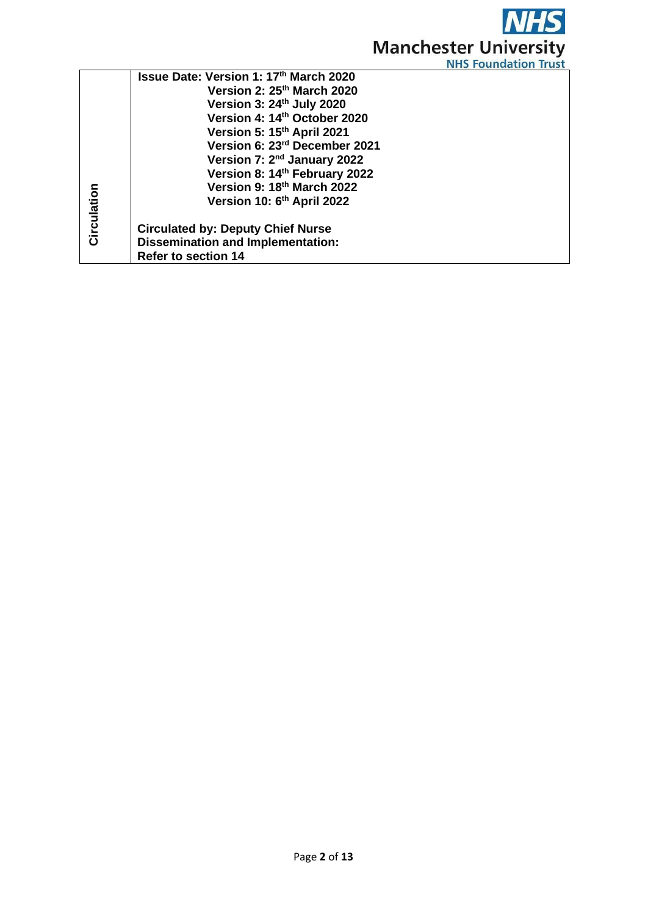| Circulation | **Issue Date: Version 1: 17th March 2020**<br>**Version 2: 25th March 2020**<br>**Version 3: 24th July 2020**<br>**Version 4: 14th October 2020**<br>**Version 5: 15th April 2021**<br>**Version 6: 23rd December 2021**<br>**Version 7: 2nd January 2022**<br>**Version 8: 14th February 2022**<br>**Version 9: 18th March 2022**<br>**Version 10: 6th April 2022**<br><br>**Circulated by: Deputy Chief Nurse**<br>**Dissemination and Implementation:**<br>**Refer to section 14** |
|---|---|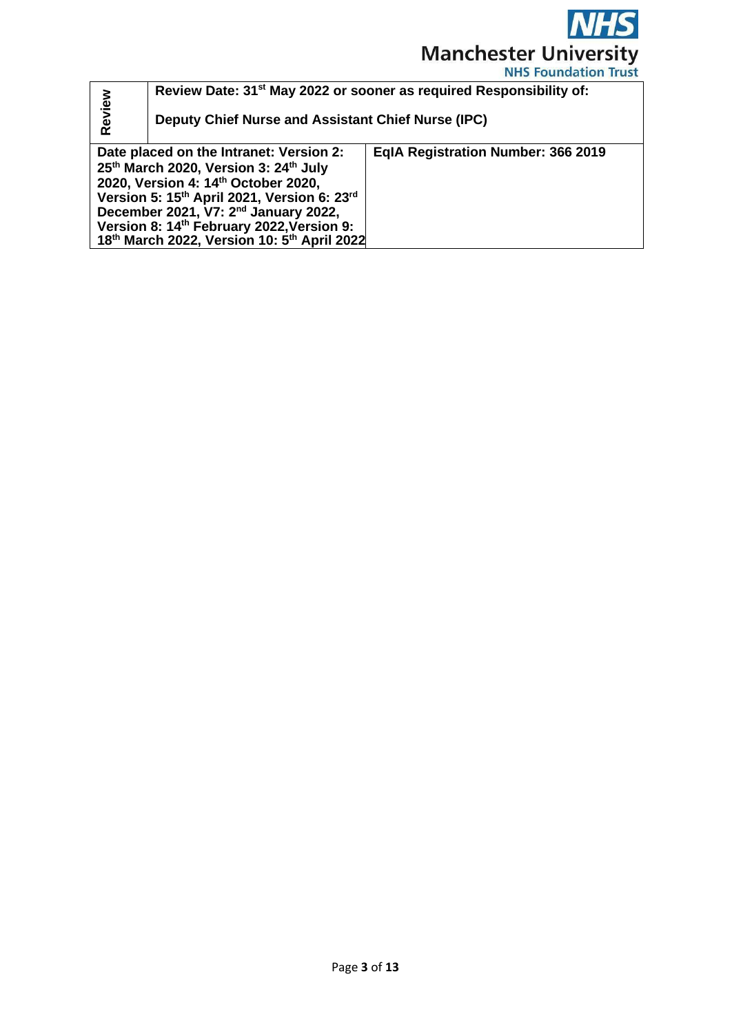| Review | Review Date: 31st May 2022 or sooner as required Responsibility of:<br><br>Deputy Chief Nurse and Assistant Chief Nurse (IPC) |
|---|---|
| Date placed on the Intranet: Version 2: 25th March 2020, Version 3: 24th July 2020, Version 4: 14th October 2020, Version 5: 15th April 2021, Version 6: 23rd December 2021, V7: 2nd January 2022, Version 8: 14th February 2022, Version 9: 18th March 2022, Version 10: 5th April 2022 | EqIA Registration Number: 366 2019 |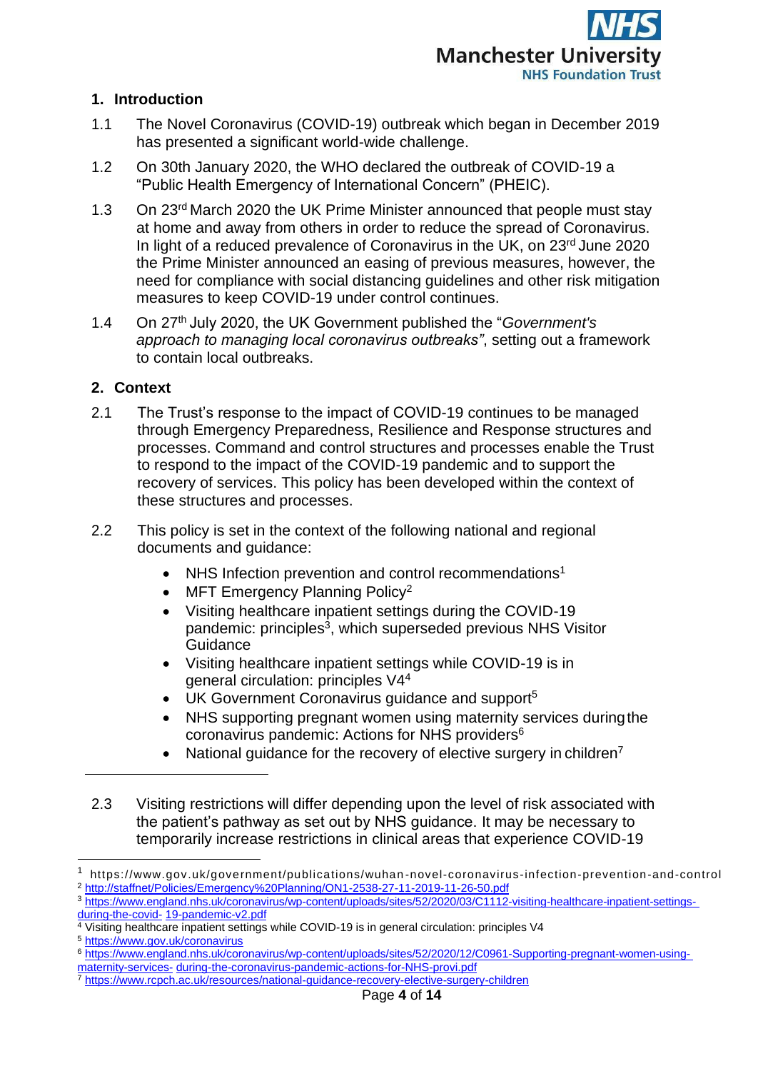## 1. Introduction

1.1 The Novel Coronavirus (COVID-19) outbreak which began in December 2019 has presented a significant world-wide challenge.

1.2 On 30th January 2020, the WHO declared the outbreak of COVID-19 a "Public Health Emergency of International Concern" (PHEIC).

1.3 On 23rd March 2020 the UK Prime Minister announced that people must stay at home and away from others in order to reduce the spread of Coronavirus. In light of a reduced prevalence of Coronavirus in the UK, on 23rd June 2020 the Prime Minister announced an easing of previous measures, however, the need for compliance with social distancing guidelines and other risk mitigation measures to keep COVID-19 under control continues.

1.4 On 27th July 2020, the UK Government published the "*Government's approach to managing local coronavirus outbreaks*", setting out a framework to contain local outbreaks.

## 2. Context

2.1 The Trust's response to the impact of COVID-19 continues to be managed through Emergency Preparedness, Resilience and Response structures and processes. Command and control structures and processes enable the Trust to respond to the impact of the COVID-19 pandemic and to support the recovery of services. This policy has been developed within the context of these structures and processes.

2.2 This policy is set in the context of the following national and regional documents and guidance:

- NHS Infection prevention and control recommendations[1]
- MFT Emergency Planning Policy[2]
- Visiting healthcare inpatient settings during the COVID-19 pandemic: principles[3], which superseded previous NHS Visitor Guidance
- Visiting healthcare inpatient settings while COVID-19 is in general circulation: principles V4[4]
- UK Government Coronavirus guidance and support[5]
- NHS supporting pregnant women using maternity services during the coronavirus pandemic: Actions for NHS providers[6]
- National guidance for the recovery of elective surgery in children[7]

2.3 Visiting restrictions will differ depending upon the level of risk associated with the patient's pathway as set out by NHS guidance. It may be necessary to temporarily increase restrictions in clinical areas that experience COVID-19

---

[1] https://www.gov.uk/government/publications/wuhan-novel-coronavirus-infection-prevention-and-control

[2] http://staffnet/Policies/Emergency%20Planning/ON1-2538-27-11-2019-11-26-50.pdf

[3] https://www.england.nhs.uk/coronavirus/wp-content/uploads/sites/52/2020/03/C1112-visiting-healthcare-inpatient-settings-during-the-covid- 19-pandemic-v2.pdf

[4] Visiting healthcare inpatient settings while COVID-19 is in general circulation: principles V4

[5] https://www.gov.uk/coronavirus

[6] https://www.england.nhs.uk/coronavirus/wp-content/uploads/sites/52/2020/12/C0961-Supporting-pregnant-women-using-maternity-services- during-the-coronavirus-pandemic-actions-for-NHS-provi.pdf

[7] https://www.rcpch.ac.uk/resources/national-guidance-recovery-elective-surgery-children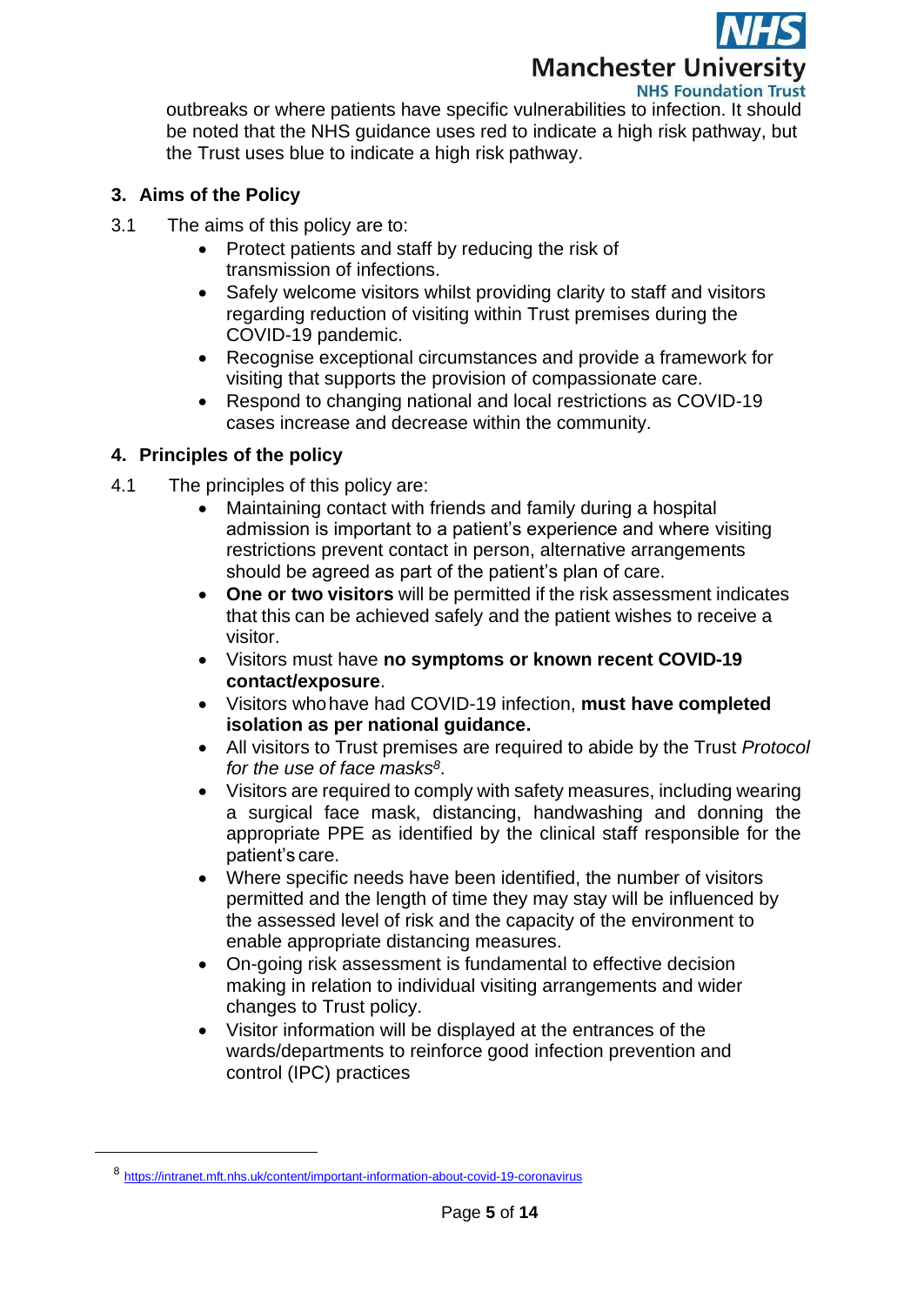outbreaks or where patients have specific vulnerabilities to infection. It should be noted that the NHS guidance uses red to indicate a high risk pathway, but the Trust uses blue to indicate a high risk pathway.

## 3. Aims of the Policy

3.1 The aims of this policy are to:

- Protect patients and staff by reducing the risk of transmission of infections.
- Safely welcome visitors whilst providing clarity to staff and visitors regarding reduction of visiting within Trust premises during the COVID-19 pandemic.
- Recognise exceptional circumstances and provide a framework for visiting that supports the provision of compassionate care.
- Respond to changing national and local restrictions as COVID-19 cases increase and decrease within the community.

## 4. Principles of the policy

4.1 The principles of this policy are:

- Maintaining contact with friends and family during a hospital admission is important to a patient's experience and where visiting restrictions prevent contact in person, alternative arrangements should be agreed as part of the patient's plan of care.
- **One or two visitors** will be permitted if the risk assessment indicates that this can be achieved safely and the patient wishes to receive a visitor.
- Visitors must have **no symptoms or known recent COVID-19 contact/exposure**.
- Visitors who have had COVID-19 infection, **must have completed isolation as per national guidance.**
- All visitors to Trust premises are required to abide by the Trust *Protocol for the use of face masks*[8].
- Visitors are required to comply with safety measures, including wearing a surgical face mask, distancing, handwashing and donning the appropriate PPE as identified by the clinical staff responsible for the patient's care.
- Where specific needs have been identified, the number of visitors permitted and the length of time they may stay will be influenced by the assessed level of risk and the capacity of the environment to enable appropriate distancing measures.
- On-going risk assessment is fundamental to effective decision making in relation to individual visiting arrangements and wider changes to Trust policy.
- Visitor information will be displayed at the entrances of the wards/departments to reinforce good infection prevention and control (IPC) practices

---

[8] https://intranet.mft.nhs.uk/content/important-information-about-covid-19-coronavirus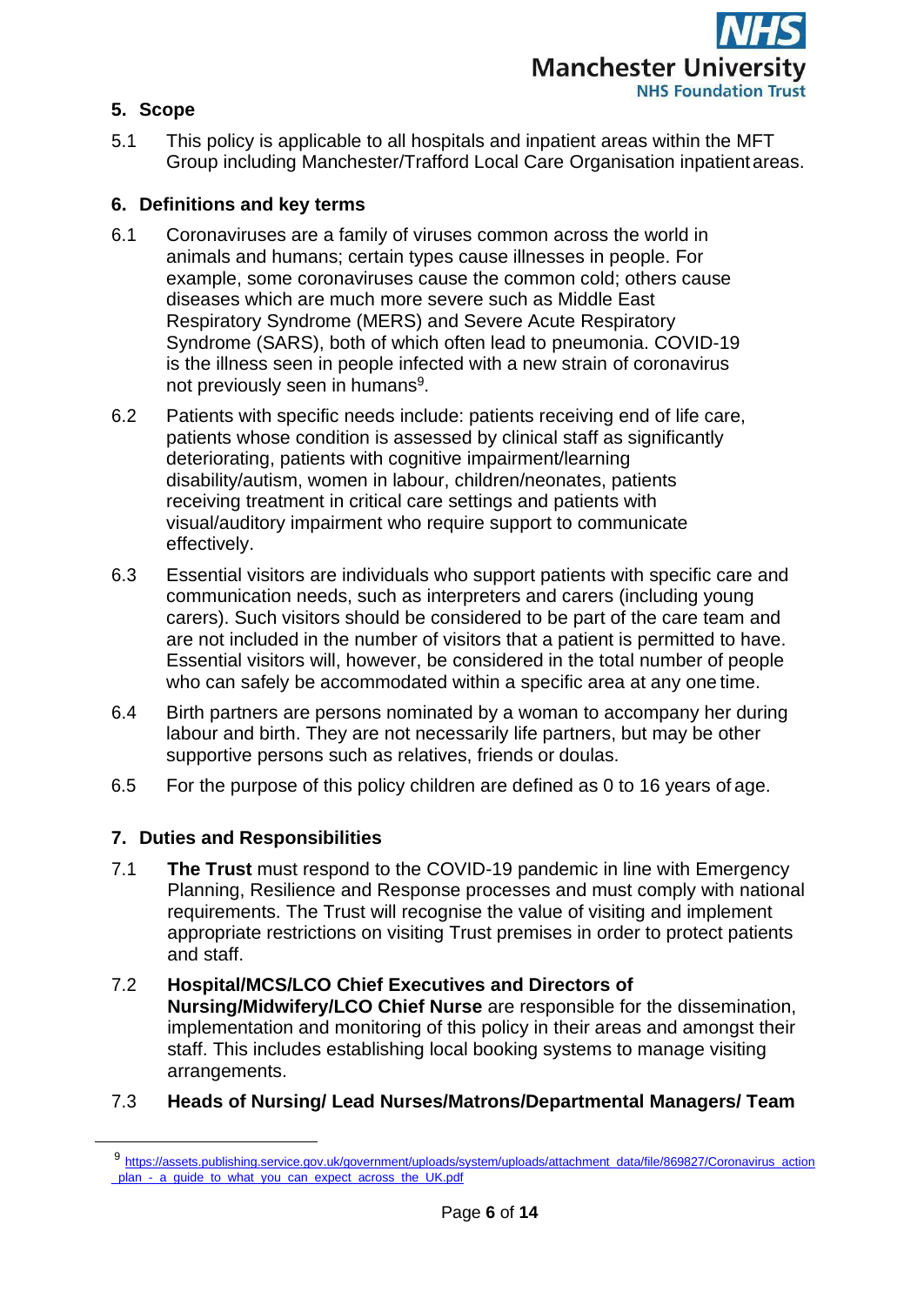## 5. Scope

5.1 This policy is applicable to all hospitals and inpatient areas within the MFT Group including Manchester/Trafford Local Care Organisation inpatient areas.

## 6. Definitions and key terms

6.1 Coronaviruses are a family of viruses common across the world in animals and humans; certain types cause illnesses in people. For example, some coronaviruses cause the common cold; others cause diseases which are much more severe such as Middle East Respiratory Syndrome (MERS) and Severe Acute Respiratory Syndrome (SARS), both of which often lead to pneumonia. COVID-19 is the illness seen in people infected with a new strain of coronavirus not previously seen in humans[9].

6.2 Patients with specific needs include: patients receiving end of life care, patients whose condition is assessed by clinical staff as significantly deteriorating, patients with cognitive impairment/learning disability/autism, women in labour, children/neonates, patients receiving treatment in critical care settings and patients with visual/auditory impairment who require support to communicate effectively.

6.3 Essential visitors are individuals who support patients with specific care and communication needs, such as interpreters and carers (including young carers). Such visitors should be considered to be part of the care team and are not included in the number of visitors that a patient is permitted to have. Essential visitors will, however, be considered in the total number of people who can safely be accommodated within a specific area at any one time.

6.4 Birth partners are persons nominated by a woman to accompany her during labour and birth. They are not necessarily life partners, but may be other supportive persons such as relatives, friends or doulas.

6.5 For the purpose of this policy children are defined as 0 to 16 years of age.

## 7. Duties and Responsibilities

7.1 **The Trust** must respond to the COVID-19 pandemic in line with Emergency Planning, Resilience and Response processes and must comply with national requirements. The Trust will recognise the value of visiting and implement appropriate restrictions on visiting Trust premises in order to protect patients and staff.

7.2 **Hospital/MCS/LCO Chief Executives and Directors of Nursing/Midwifery/LCO Chief Nurse** are responsible for the dissemination, implementation and monitoring of this policy in their areas and amongst their staff. This includes establishing local booking systems to manage visiting arrangements.

7.3 **Heads of Nursing/ Lead Nurses/Matrons/Departmental Managers/ Team**

---

[9] https://assets.publishing.service.gov.uk/government/uploads/system/uploads/attachment_data/file/869827/Coronavirus_action_plan_-_a_guide_to_what_you_can_expect_across_the_UK.pdf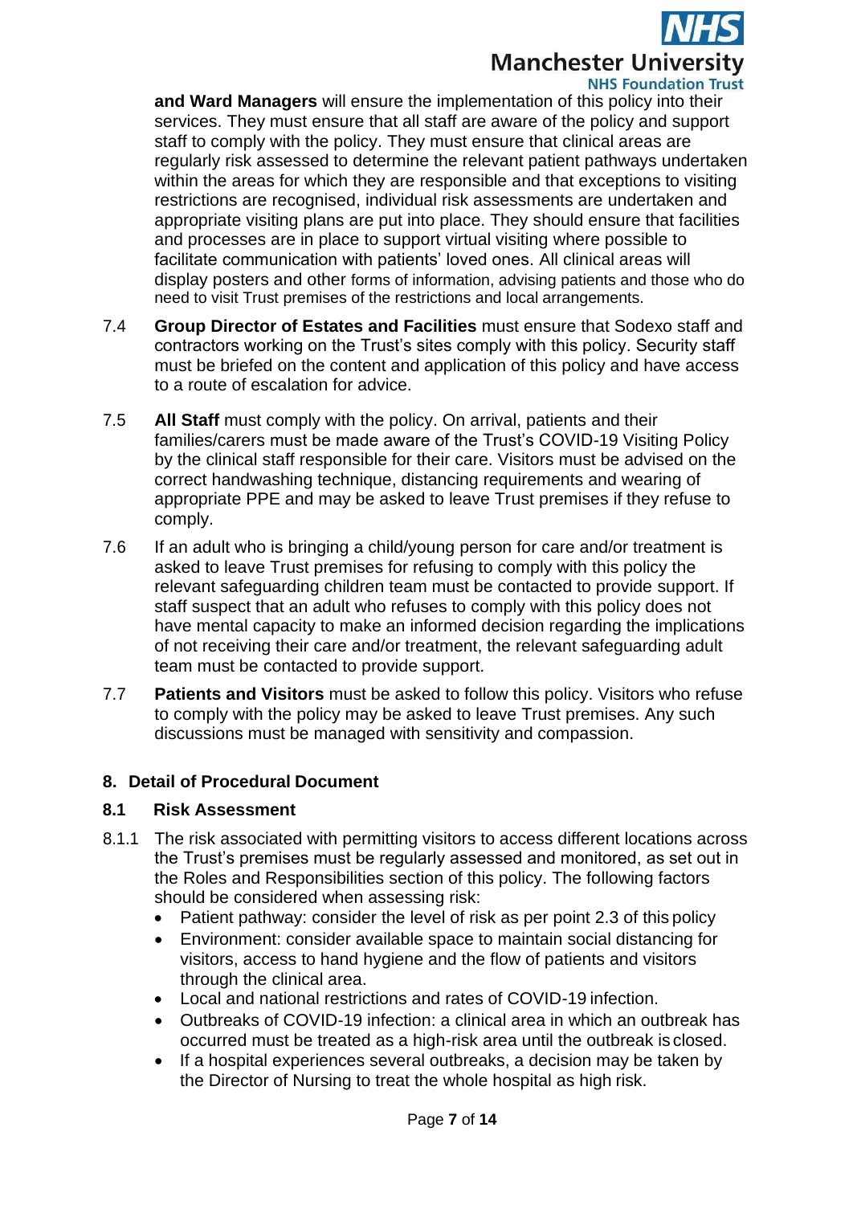**and Ward Managers** will ensure the implementation of this policy into their services. They must ensure that all staff are aware of the policy and support staff to comply with the policy. They must ensure that clinical areas are regularly risk assessed to determine the relevant patient pathways undertaken within the areas for which they are responsible and that exceptions to visiting restrictions are recognised, individual risk assessments are undertaken and appropriate visiting plans are put into place. They should ensure that facilities and processes are in place to support virtual visiting where possible to facilitate communication with patients' loved ones. All clinical areas will display posters and other forms of information, advising patients and those who do need to visit Trust premises of the restrictions and local arrangements.

7.4 **Group Director of Estates and Facilities** must ensure that Sodexo staff and contractors working on the Trust's sites comply with this policy. Security staff must be briefed on the content and application of this policy and have access to a route of escalation for advice.

7.5 **All Staff** must comply with the policy. On arrival, patients and their families/carers must be made aware of the Trust's COVID-19 Visiting Policy by the clinical staff responsible for their care. Visitors must be advised on the correct handwashing technique, distancing requirements and wearing of appropriate PPE and may be asked to leave Trust premises if they refuse to comply.

7.6 If an adult who is bringing a child/young person for care and/or treatment is asked to leave Trust premises for refusing to comply with this policy the relevant safeguarding children team must be contacted to provide support. If staff suspect that an adult who refuses to comply with this policy does not have mental capacity to make an informed decision regarding the implications of not receiving their care and/or treatment, the relevant safeguarding adult team must be contacted to provide support.

7.7 **Patients and Visitors** must be asked to follow this policy. Visitors who refuse to comply with the policy may be asked to leave Trust premises. Any such discussions must be managed with sensitivity and compassion.

## 8. Detail of Procedural Document

### 8.1 Risk Assessment

8.1.1 The risk associated with permitting visitors to access different locations across the Trust's premises must be regularly assessed and monitored, as set out in the Roles and Responsibilities section of this policy. The following factors should be considered when assessing risk:

- Patient pathway: consider the level of risk as per point 2.3 of this policy
- Environment: consider available space to maintain social distancing for visitors, access to hand hygiene and the flow of patients and visitors through the clinical area.
- Local and national restrictions and rates of COVID-19 infection.
- Outbreaks of COVID-19 infection: a clinical area in which an outbreak has occurred must be treated as a high-risk area until the outbreak is closed.
- If a hospital experiences several outbreaks, a decision may be taken by the Director of Nursing to treat the whole hospital as high risk.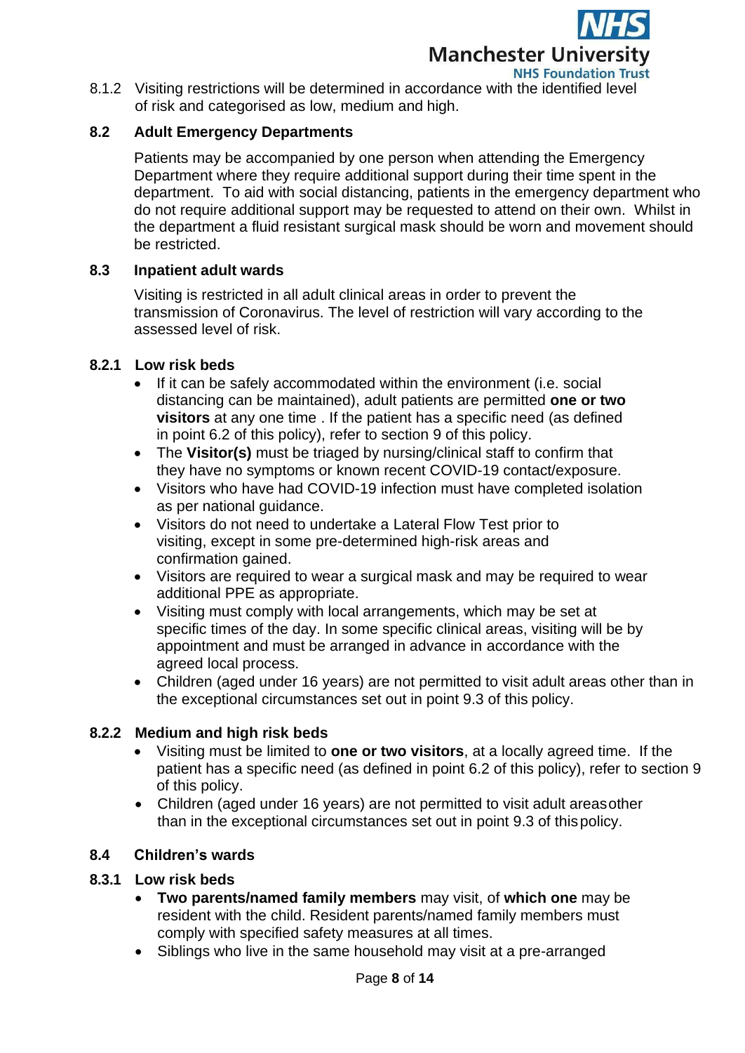8.1.2 Visiting restrictions will be determined in accordance with the identified level of risk and categorised as low, medium and high.

## 8.2 Adult Emergency Departments

Patients may be accompanied by one person when attending the Emergency Department where they require additional support during their time spent in the department. To aid with social distancing, patients in the emergency department who do not require additional support may be requested to attend on their own. Whilst in the department a fluid resistant surgical mask should be worn and movement should be restricted.

## 8.3 Inpatient adult wards

Visiting is restricted in all adult clinical areas in order to prevent the transmission of Coronavirus. The level of restriction will vary according to the assessed level of risk.

### 8.2.1 Low risk beds

- If it can be safely accommodated within the environment (i.e. social distancing can be maintained), adult patients are permitted **one or two visitors** at any one time . If the patient has a specific need (as defined in point 6.2 of this policy), refer to section 9 of this policy.
- The **Visitor(s)** must be triaged by nursing/clinical staff to confirm that they have no symptoms or known recent COVID-19 contact/exposure.
- Visitors who have had COVID-19 infection must have completed isolation as per national guidance.
- Visitors do not need to undertake a Lateral Flow Test prior to visiting, except in some pre-determined high-risk areas and confirmation gained.
- Visitors are required to wear a surgical mask and may be required to wear additional PPE as appropriate.
- Visiting must comply with local arrangements, which may be set at specific times of the day. In some specific clinical areas, visiting will be by appointment and must be arranged in advance in accordance with the agreed local process.
- Children (aged under 16 years) are not permitted to visit adult areas other than in the exceptional circumstances set out in point 9.3 of this policy.

### 8.2.2 Medium and high risk beds

- Visiting must be limited to **one or two visitors**, at a locally agreed time. If the patient has a specific need (as defined in point 6.2 of this policy), refer to section 9 of this policy.
- Children (aged under 16 years) are not permitted to visit adult areas other than in the exceptional circumstances set out in point 9.3 of this policy.

## 8.4 Children's wards

### 8.3.1 Low risk beds

- **Two parents/named family members** may visit, of **which one** may be resident with the child. Resident parents/named family members must comply with specified safety measures at all times.
- Siblings who live in the same household may visit at a pre-arranged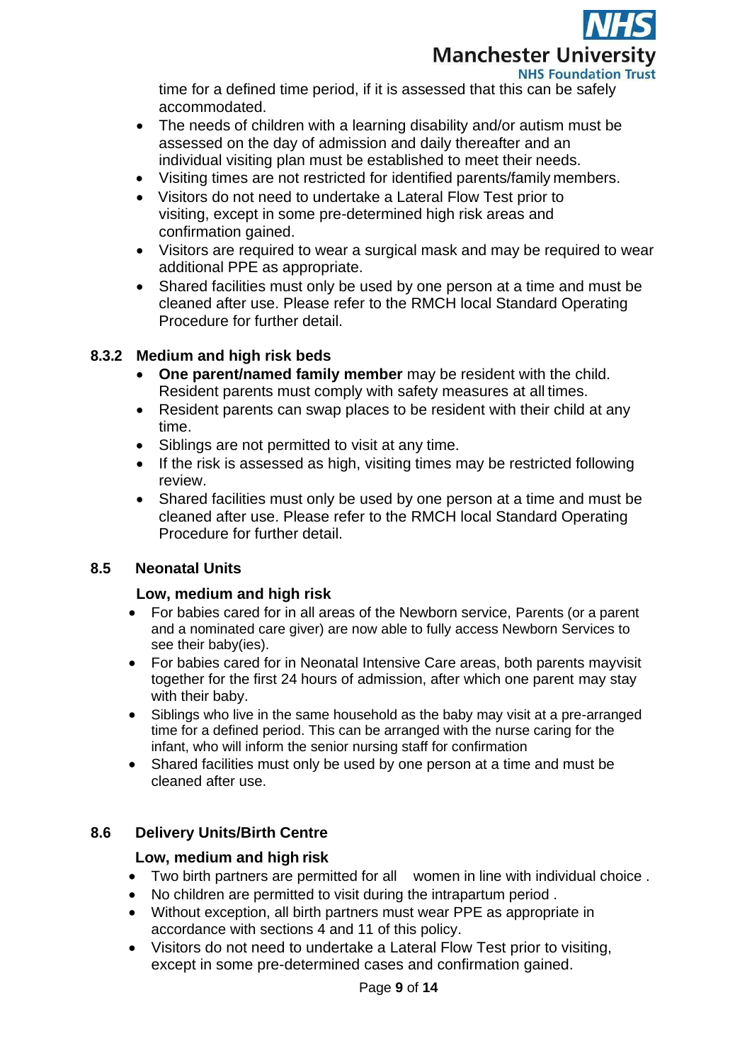time for a defined time period, if it is assessed that this can be safely accommodated.

- The needs of children with a learning disability and/or autism must be assessed on the day of admission and daily thereafter and an individual visiting plan must be established to meet their needs.
- Visiting times are not restricted for identified parents/family members.
- Visitors do not need to undertake a Lateral Flow Test prior to visiting, except in some pre-determined high risk areas and confirmation gained.
- Visitors are required to wear a surgical mask and may be required to wear additional PPE as appropriate.
- Shared facilities must only be used by one person at a time and must be cleaned after use. Please refer to the RMCH local Standard Operating Procedure for further detail.

### 8.3.2 Medium and high risk beds

- **One parent/named family member** may be resident with the child. Resident parents must comply with safety measures at all times.
- Resident parents can swap places to be resident with their child at any time.
- Siblings are not permitted to visit at any time.
- If the risk is assessed as high, visiting times may be restricted following review.
- Shared facilities must only be used by one person at a time and must be cleaned after use. Please refer to the RMCH local Standard Operating Procedure for further detail.

## 8.5 Neonatal Units

**Low, medium and high risk**

- For babies cared for in all areas of the Newborn service, Parents (or a parent and a nominated care giver) are now able to fully access Newborn Services to see their baby(ies).
- For babies cared for in Neonatal Intensive Care areas, both parents mayvisit together for the first 24 hours of admission, after which one parent may stay with their baby.
- Siblings who live in the same household as the baby may visit at a pre-arranged time for a defined period. This can be arranged with the nurse caring for the infant, who will inform the senior nursing staff for confirmation
- Shared facilities must only be used by one person at a time and must be cleaned after use.

## 8.6 Delivery Units/Birth Centre

**Low, medium and high risk**

- Two birth partners are permitted for all women in line with individual choice .
- No children are permitted to visit during the intrapartum period .
- Without exception, all birth partners must wear PPE as appropriate in accordance with sections 4 and 11 of this policy.
- Visitors do not need to undertake a Lateral Flow Test prior to visiting, except in some pre-determined cases and confirmation gained.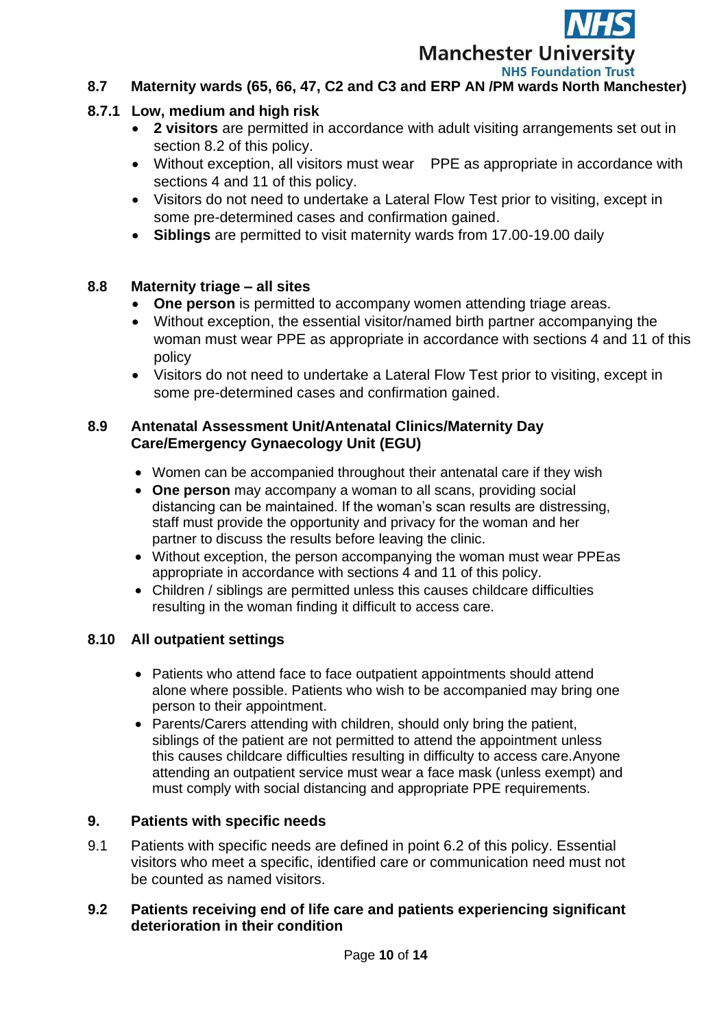## 8.7 Maternity wards (65, 66, 47, C2 and C3 and ERP AN /PM wards North Manchester)

### 8.7.1 Low, medium and high risk

- **2 visitors** are permitted in accordance with adult visiting arrangements set out in section 8.2 of this policy.
- Without exception, all visitors must wear PPE as appropriate in accordance with sections 4 and 11 of this policy.
- Visitors do not need to undertake a Lateral Flow Test prior to visiting, except in some pre-determined cases and confirmation gained.
- **Siblings** are permitted to visit maternity wards from 17.00-19.00 daily

## 8.8 Maternity triage – all sites

- **One person** is permitted to accompany women attending triage areas.
- Without exception, the essential visitor/named birth partner accompanying the woman must wear PPE as appropriate in accordance with sections 4 and 11 of this policy
- Visitors do not need to undertake a Lateral Flow Test prior to visiting, except in some pre-determined cases and confirmation gained.

## 8.9 Antenatal Assessment Unit/Antenatal Clinics/Maternity Day Care/Emergency Gynaecology Unit (EGU)

- Women can be accompanied throughout their antenatal care if they wish
- **One person** may accompany a woman to all scans, providing social distancing can be maintained. If the woman's scan results are distressing, staff must provide the opportunity and privacy for the woman and her partner to discuss the results before leaving the clinic.
- Without exception, the person accompanying the woman must wear PPEas appropriate in accordance with sections 4 and 11 of this policy.
- Children / siblings are permitted unless this causes childcare difficulties resulting in the woman finding it difficult to access care.

## 8.10 All outpatient settings

- Patients who attend face to face outpatient appointments should attend alone where possible. Patients who wish to be accompanied may bring one person to their appointment.
- Parents/Carers attending with children, should only bring the patient, siblings of the patient are not permitted to attend the appointment unless this causes childcare difficulties resulting in difficulty to access care.Anyone attending an outpatient service must wear a face mask (unless exempt) and must comply with social distancing and appropriate PPE requirements.

# 9. Patients with specific needs

9.1 Patients with specific needs are defined in point 6.2 of this policy. Essential visitors who meet a specific, identified care or communication need must not be counted as named visitors.

## 9.2 Patients receiving end of life care and patients experiencing significant deterioration in their condition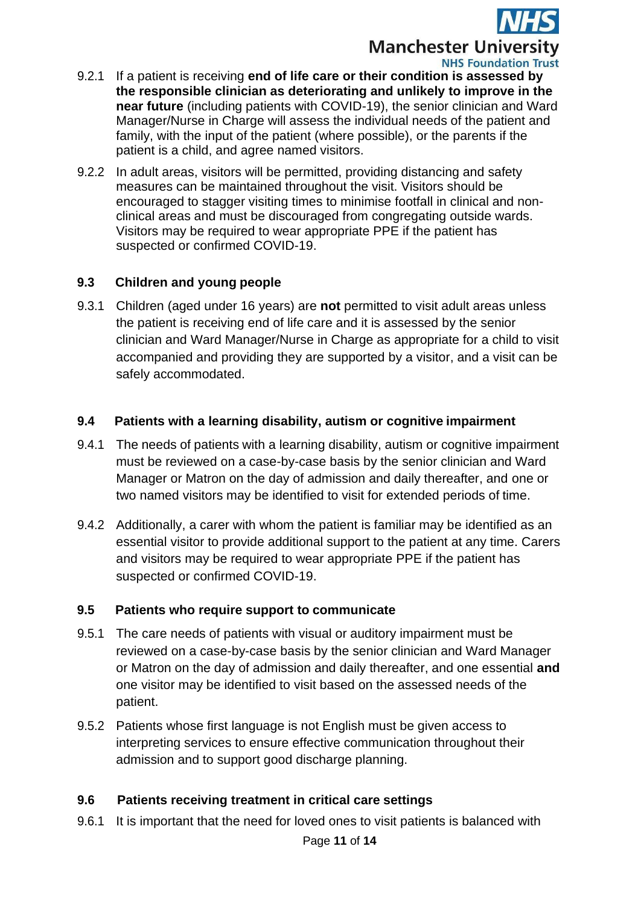9.2.1 If a patient is receiving **end of life care or their condition is assessed by the responsible clinician as deteriorating and unlikely to improve in the near future** (including patients with COVID-19), the senior clinician and Ward Manager/Nurse in Charge will assess the individual needs of the patient and family, with the input of the patient (where possible), or the parents if the patient is a child, and agree named visitors.

9.2.2 In adult areas, visitors will be permitted, providing distancing and safety measures can be maintained throughout the visit. Visitors should be encouraged to stagger visiting times to minimise footfall in clinical and non-clinical areas and must be discouraged from congregating outside wards. Visitors may be required to wear appropriate PPE if the patient has suspected or confirmed COVID-19.

### 9.3 Children and young people

9.3.1 Children (aged under 16 years) are **not** permitted to visit adult areas unless the patient is receiving end of life care and it is assessed by the senior clinician and Ward Manager/Nurse in Charge as appropriate for a child to visit accompanied and providing they are supported by a visitor, and a visit can be safely accommodated.

### 9.4 Patients with a learning disability, autism or cognitive impairment

9.4.1 The needs of patients with a learning disability, autism or cognitive impairment must be reviewed on a case-by-case basis by the senior clinician and Ward Manager or Matron on the day of admission and daily thereafter, and one or two named visitors may be identified to visit for extended periods of time.

9.4.2 Additionally, a carer with whom the patient is familiar may be identified as an essential visitor to provide additional support to the patient at any time. Carers and visitors may be required to wear appropriate PPE if the patient has suspected or confirmed COVID-19.

### 9.5 Patients who require support to communicate

9.5.1 The care needs of patients with visual or auditory impairment must be reviewed on a case-by-case basis by the senior clinician and Ward Manager or Matron on the day of admission and daily thereafter, and one essential **and** one visitor may be identified to visit based on the assessed needs of the patient.

9.5.2 Patients whose first language is not English must be given access to interpreting services to ensure effective communication throughout their admission and to support good discharge planning.

### 9.6 Patients receiving treatment in critical care settings

9.6.1 It is important that the need for loved ones to visit patients is balanced with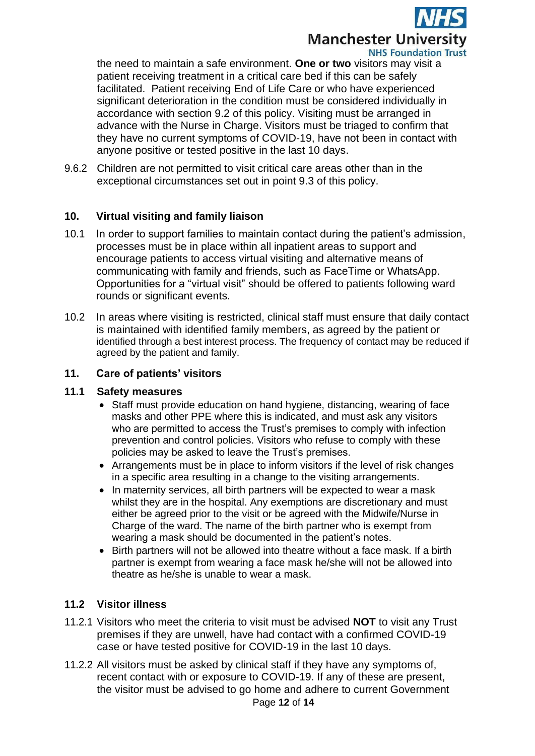the need to maintain a safe environment. **One or two** visitors may visit a patient receiving treatment in a critical care bed if this can be safely facilitated. Patient receiving End of Life Care or who have experienced significant deterioration in the condition must be considered individually in accordance with section 9.2 of this policy. Visiting must be arranged in advance with the Nurse in Charge. Visitors must be triaged to confirm that they have no current symptoms of COVID-19, have not been in contact with anyone positive or tested positive in the last 10 days.

9.6.2 Children are not permitted to visit critical care areas other than in the exceptional circumstances set out in point 9.3 of this policy.

## 10. Virtual visiting and family liaison

10.1 In order to support families to maintain contact during the patient's admission, processes must be in place within all inpatient areas to support and encourage patients to access virtual visiting and alternative means of communicating with family and friends, such as FaceTime or WhatsApp. Opportunities for a "virtual visit" should be offered to patients following ward rounds or significant events.

10.2 In areas where visiting is restricted, clinical staff must ensure that daily contact is maintained with identified family members, as agreed by the patient or identified through a best interest process. The frequency of contact may be reduced if agreed by the patient and family.

## 11. Care of patients' visitors

### 11.1 Safety measures

- Staff must provide education on hand hygiene, distancing, wearing of face masks and other PPE where this is indicated, and must ask any visitors who are permitted to access the Trust's premises to comply with infection prevention and control policies. Visitors who refuse to comply with these policies may be asked to leave the Trust's premises.
- Arrangements must be in place to inform visitors if the level of risk changes in a specific area resulting in a change to the visiting arrangements.
- In maternity services, all birth partners will be expected to wear a mask whilst they are in the hospital. Any exemptions are discretionary and must either be agreed prior to the visit or be agreed with the Midwife/Nurse in Charge of the ward. The name of the birth partner who is exempt from wearing a mask should be documented in the patient's notes.
- Birth partners will not be allowed into theatre without a face mask. If a birth partner is exempt from wearing a face mask he/she will not be allowed into theatre as he/she is unable to wear a mask.

### 11.2 Visitor illness

11.2.1 Visitors who meet the criteria to visit must be advised **NOT** to visit any Trust premises if they are unwell, have had contact with a confirmed COVID-19 case or have tested positive for COVID-19 in the last 10 days.

11.2.2 All visitors must be asked by clinical staff if they have any symptoms of, recent contact with or exposure to COVID-19. If any of these are present, the visitor must be advised to go home and adhere to current Government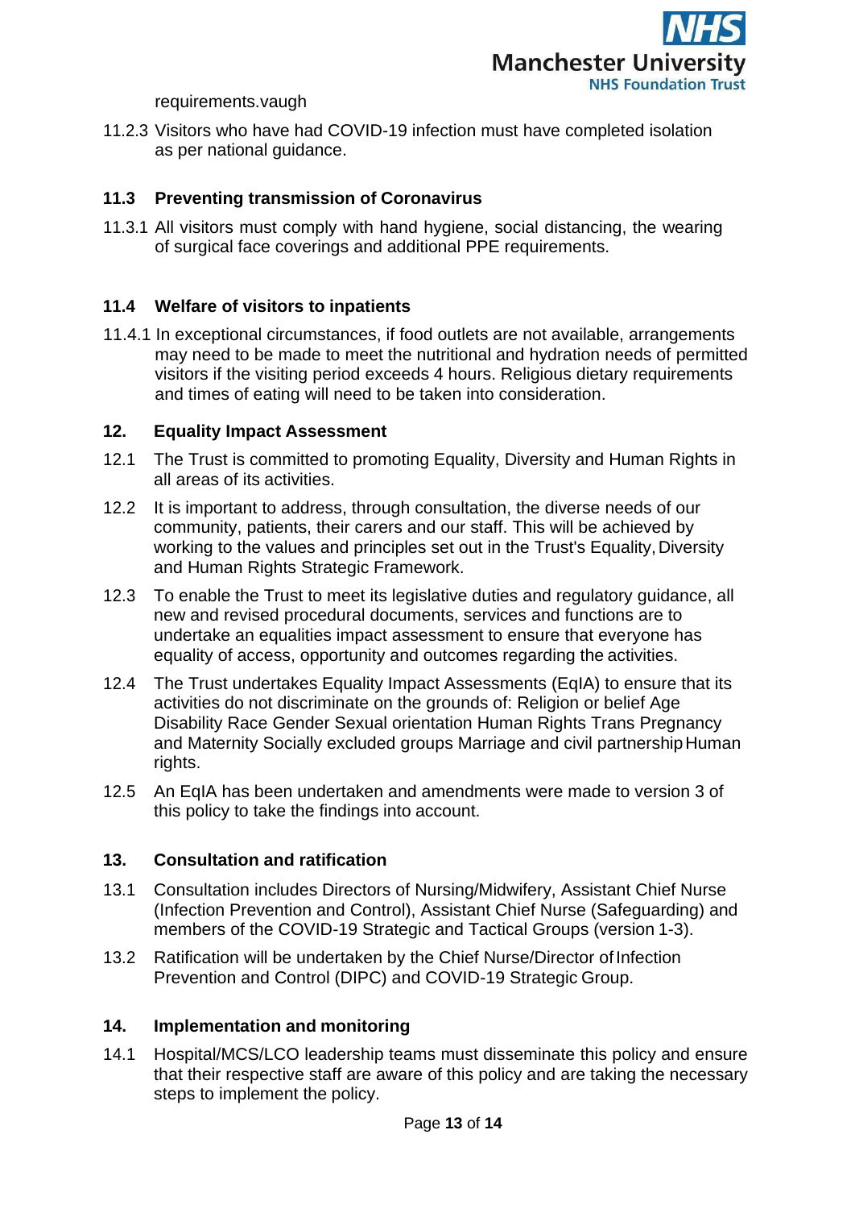requirements.vaugh

11.2.3 Visitors who have had COVID-19 infection must have completed isolation as per national guidance.

### 11.3 Preventing transmission of Coronavirus

11.3.1 All visitors must comply with hand hygiene, social distancing, the wearing of surgical face coverings and additional PPE requirements.

### 11.4 Welfare of visitors to inpatients

11.4.1 In exceptional circumstances, if food outlets are not available, arrangements may need to be made to meet the nutritional and hydration needs of permitted visitors if the visiting period exceeds 4 hours. Religious dietary requirements and times of eating will need to be taken into consideration.

## 12. Equality Impact Assessment

12.1 The Trust is committed to promoting Equality, Diversity and Human Rights in all areas of its activities.

12.2 It is important to address, through consultation, the diverse needs of our community, patients, their carers and our staff. This will be achieved by working to the values and principles set out in the Trust's Equality, Diversity and Human Rights Strategic Framework.

12.3 To enable the Trust to meet its legislative duties and regulatory guidance, all new and revised procedural documents, services and functions are to undertake an equalities impact assessment to ensure that everyone has equality of access, opportunity and outcomes regarding the activities.

12.4 The Trust undertakes Equality Impact Assessments (EqIA) to ensure that its activities do not discriminate on the grounds of: Religion or belief Age Disability Race Gender Sexual orientation Human Rights Trans Pregnancy and Maternity Socially excluded groups Marriage and civil partnership Human rights.

12.5 An EqIA has been undertaken and amendments were made to version 3 of this policy to take the findings into account.

## 13. Consultation and ratification

13.1 Consultation includes Directors of Nursing/Midwifery, Assistant Chief Nurse (Infection Prevention and Control), Assistant Chief Nurse (Safeguarding) and members of the COVID-19 Strategic and Tactical Groups (version 1-3).

13.2 Ratification will be undertaken by the Chief Nurse/Director of Infection Prevention and Control (DIPC) and COVID-19 Strategic Group.

## 14. Implementation and monitoring

14.1 Hospital/MCS/LCO leadership teams must disseminate this policy and ensure that their respective staff are aware of this policy and are taking the necessary steps to implement the policy.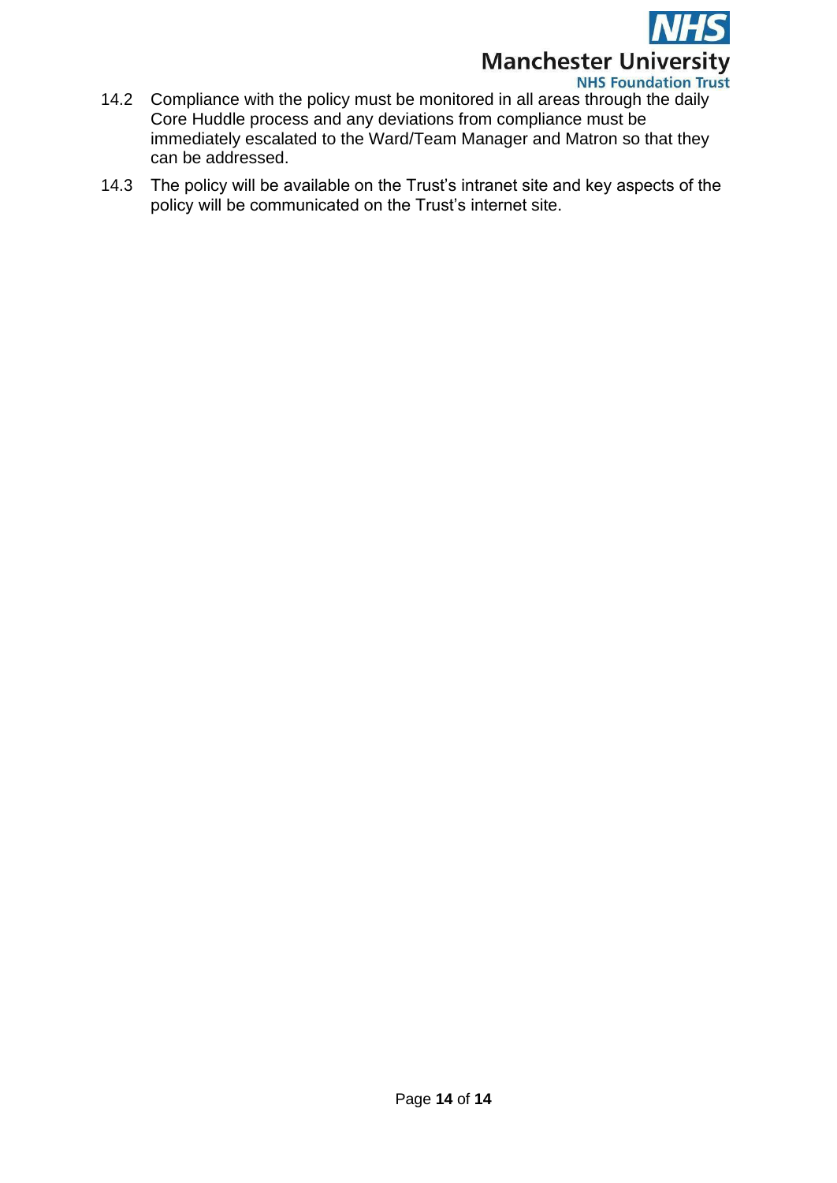14.2 Compliance with the policy must be monitored in all areas through the daily Core Huddle process and any deviations from compliance must be immediately escalated to the Ward/Team Manager and Matron so that they can be addressed.

14.3 The policy will be available on the Trust's intranet site and key aspects of the policy will be communicated on the Trust's internet site.